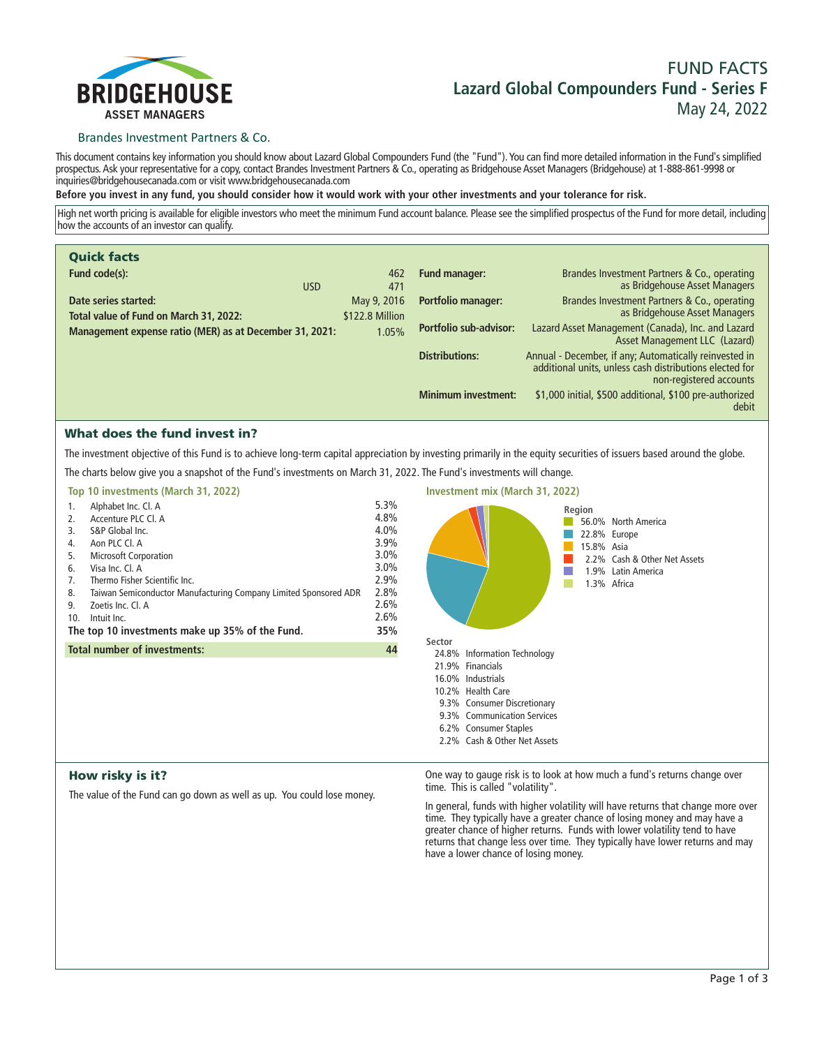BRIDGEHOUSE
ASSET MANAGERS

Brandes Investment Partners & Co.

# FUND FACTS
## Lazard Global Compounders Fund - Series F
May 24, 2022

This document contains key information you should know about Lazard Global Compounders Fund (the "Fund"). You can find more detailed information in the Fund's simplified prospectus. Ask your representative for a copy, contact Brandes Investment Partners & Co., operating as Bridgehouse Asset Managers (Bridgehouse) at 1-888-861-9998 or inquiries@bridgehousecanada.com or visit www.bridgehousecanada.com

**Before you invest in any fund, you should consider how it would work with your other investments and your tolerance for risk.**

High net worth pricing is available for eligible investors who meet the minimum Fund account balance. Please see the simplified prospectus of the Fund for more detail, including how the accounts of an investor can qualify.

### Quick facts

| | |
|---|---|
| **Fund code(s):** | 462 |
| USD | 471 |
| **Date series started:** | May 9, 2016 |
| **Total value of Fund on March 31, 2022:** | $122.8 Million |
| **Management expense ratio (MER) as at December 31, 2021:** | 1.05% |
| **Fund manager:** | Brandes Investment Partners & Co., operating as Bridgehouse Asset Managers |
| **Portfolio manager:** | Brandes Investment Partners & Co., operating as Bridgehouse Asset Managers |
| **Portfolio sub-advisor:** | Lazard Asset Management (Canada), Inc. and Lazard Asset Management LLC (Lazard) |
| **Distributions:** | Annual - December, if any; Automatically reinvested in additional units, unless cash distributions elected for non-registered accounts |
| **Minimum investment:** | $1,000 initial, $500 additional, $100 pre-authorized debit |

### What does the fund invest in?

The investment objective of this Fund is to achieve long-term capital appreciation by investing primarily in the equity securities of issuers based around the globe.

The charts below give you a snapshot of the Fund's investments on March 31, 2022. The Fund's investments will change.

**Top 10 investments (March 31, 2022)**

| | | |
|---|---|---|
| 1. | Alphabet Inc. Cl. A | 5.3% |
| 2. | Accenture PLC Cl. A | 4.8% |
| 3. | S&P Global Inc. | 4.0% |
| 4. | Aon PLC Cl. A | 3.9% |
| 5. | Microsoft Corporation | 3.0% |
| 6. | Visa Inc. Cl. A | 3.0% |
| 7. | Thermo Fisher Scientific Inc. | 2.9% |
| 8. | Taiwan Semiconductor Manufacturing Company Limited Sponsored ADR | 2.8% |
| 9. | Zoetis Inc. Cl. A | 2.6% |
| 10. | Intuit Inc. | 2.6% |
| | **The top 10 investments make up 35% of the Fund.** | **35%** |
| | **Total number of investments:** | **44** |

**Investment mix (March 31, 2022)**

**Region**

- 56.0% North America
- 22.8% Europe
- 15.8% Asia
- 2.2% Cash & Other Net Assets
- 1.9% Latin America
- 1.3% Africa

**Sector**

- 24.8% Information Technology
- 21.9% Financials
- 16.0% Industrials
- 10.2% Health Care
- 9.3% Consumer Discretionary
- 9.3% Communication Services
- 6.2% Consumer Staples
- 2.2% Cash & Other Net Assets

### How risky is it?

The value of the Fund can go down as well as up. You could lose money.

One way to gauge risk is to look at how much a fund's returns change over time. This is called "volatility".

In general, funds with higher volatility will have returns that change more over time. They typically have a greater chance of losing money and may have a greater chance of higher returns. Funds with lower volatility tend to have returns that change less over time. They typically have lower returns and may have a lower chance of losing money.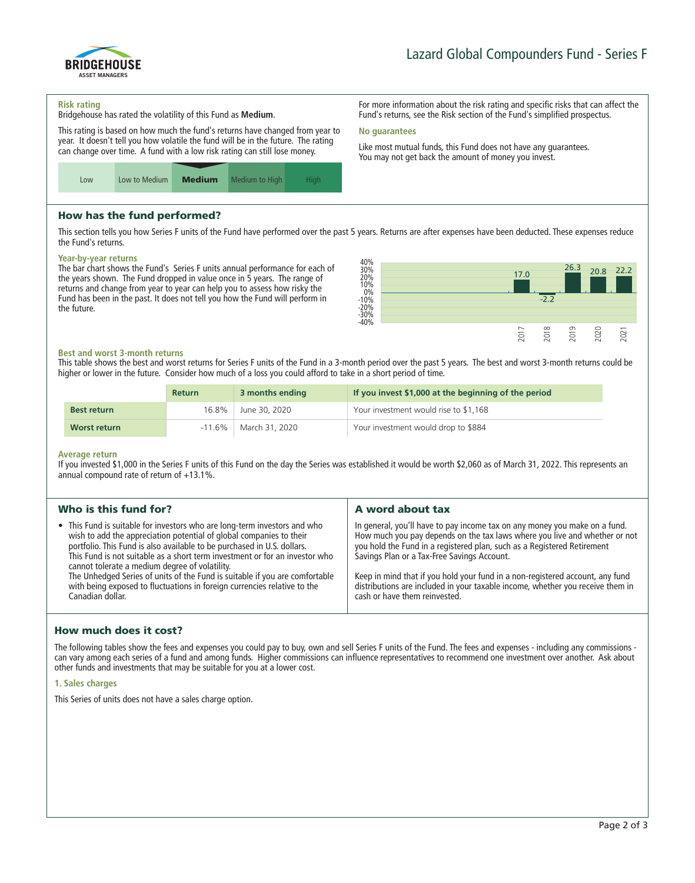# Lazard Global Compounders Fund - Series F

### Risk rating

Bridgehouse has rated the volatility of this Fund as **Medium**.

This rating is based on how much the fund's returns have changed from year to year. It doesn't tell you how volatile the fund will be in the future. The rating can change over time. A fund with a low risk rating can still lose money.

| Low | Low to Medium | **Medium** | Medium to High | High |
|---|---|---|---|---|

For more information about the risk rating and specific risks that can affect the Fund's returns, see the Risk section of the Fund's simplified prospectus.

### No guarantees

Like most mutual funds, this Fund does not have any guarantees. You may not get back the amount of money you invest.

## How has the fund performed?

This section tells you how Series F units of the Fund have performed over the past 5 years. Returns are after expenses have been deducted. These expenses reduce the Fund's returns.

### Year-by-year returns

The bar chart shows the Fund's Series F units annual performance for each of the years shown. The Fund dropped in value once in 5 years. The range of returns and change from year to year can help you to assess how risky the Fund has been in the past. It does not tell you how the Fund will perform in the future.

| Year | 2017 | 2018 | 2019 | 2020 | 2021 |
|---|---|---|---|---|---|
| Return (%) | 17.0 | -2.2 | 26.3 | 20.8 | 22.2 |

### Best and worst 3-month returns

This table shows the best and worst returns for Series F units of the Fund in a 3-month period over the past 5 years. The best and worst 3-month returns could be higher or lower in the future. Consider how much of a loss you could afford to take in a short period of time.

| | Return | 3 months ending | If you invest $1,000 at the beginning of the period |
|---|---|---|---|
| **Best return** | 16.8% | June 30, 2020 | Your investment would rise to $1,168 |
| **Worst return** | -11.6% | March 31, 2020 | Your investment would drop to $884 |

### Average return

If you invested $1,000 in the Series F units of this Fund on the day the Series was established it would be worth $2,060 as of March 31, 2022. This represents an annual compound rate of return of +13.1%.

## Who is this fund for?

- This Fund is suitable for investors who are long-term investors and who wish to add the appreciation potential of global companies to their portfolio. This Fund is also available to be purchased in U.S. dollars. This Fund is not suitable as a short term investment or for an investor who cannot tolerate a medium degree of volatility. The Unhedged Series of units of the Fund is suitable if you are comfortable with being exposed to fluctuations in foreign currencies relative to the Canadian dollar.

## A word about tax

In general, you'll have to pay income tax on any money you make on a fund. How much you pay depends on the tax laws where you live and whether or not you hold the Fund in a registered plan, such as a Registered Retirement Savings Plan or a Tax-Free Savings Account.

Keep in mind that if you hold your fund in a non-registered account, any fund distributions are included in your taxable income, whether you receive them in cash or have them reinvested.

## How much does it cost?

The following tables show the fees and expenses you could pay to buy, own and sell Series F units of the Fund. The fees and expenses - including any commissions - can vary among each series of a fund and among funds. Higher commissions can influence representatives to recommend one investment over another. Ask about other funds and investments that may be suitable for you at a lower cost.

### 1. Sales charges

This Series of units does not have a sales charge option.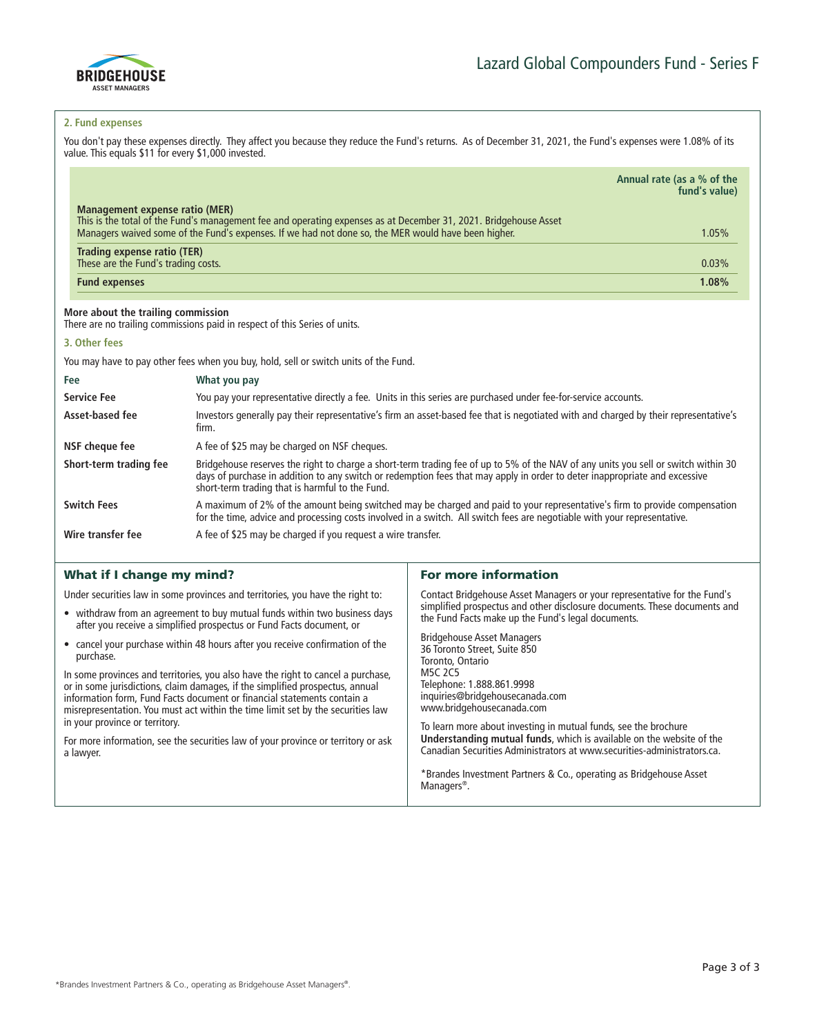## 2. Fund expenses

You don't pay these expenses directly. They affect you because they reduce the Fund's returns. As of December 31, 2021, the Fund's expenses were 1.08% of its value. This equals $11 for every $1,000 invested.

| | Annual rate (as a % of the fund's value) |
|---|---|
| **Management expense ratio (MER)**<br>This is the total of the Fund's management fee and operating expenses as at December 31, 2021. Bridgehouse Asset Managers waived some of the Fund's expenses. If we had not done so, the MER would have been higher. | 1.05% |
| **Trading expense ratio (TER)**<br>These are the Fund's trading costs. | 0.03% |
| **Fund expenses** | **1.08%** |

**More about the trailing commission**

There are no trailing commissions paid in respect of this Series of units.

## 3. Other fees

You may have to pay other fees when you buy, hold, sell or switch units of the Fund.

| Fee | What you pay |
|---|---|
| **Service Fee** | You pay your representative directly a fee. Units in this series are purchased under fee-for-service accounts. |
| **Asset-based fee** | Investors generally pay their representative's firm an asset-based fee that is negotiated with and charged by their representative's firm. |
| **NSF cheque fee** | A fee of $25 may be charged on NSF cheques. |
| **Short-term trading fee** | Bridgehouse reserves the right to charge a short-term trading fee of up to 5% of the NAV of any units you sell or switch within 30 days of purchase in addition to any switch or redemption fees that may apply in order to deter inappropriate and excessive short-term trading that is harmful to the Fund. |
| **Switch Fees** | A maximum of 2% of the amount being switched may be charged and paid to your representative's firm to provide compensation for the time, advice and processing costs involved in a switch. All switch fees are negotiable with your representative. |
| **Wire transfer fee** | A fee of $25 may be charged if you request a wire transfer. |

## What if I change my mind?

Under securities law in some provinces and territories, you have the right to:

- withdraw from an agreement to buy mutual funds within two business days after you receive a simplified prospectus or Fund Facts document, or
- cancel your purchase within 48 hours after you receive confirmation of the purchase.

In some provinces and territories, you also have the right to cancel a purchase, or in some jurisdictions, claim damages, if the simplified prospectus, annual information form, Fund Facts document or financial statements contain a misrepresentation. You must act within the time limit set by the securities law in your province or territory.

For more information, see the securities law of your province or territory or ask a lawyer.

## For more information

Contact Bridgehouse Asset Managers or your representative for the Fund's simplified prospectus and other disclosure documents. These documents and the Fund Facts make up the Fund's legal documents.

Bridgehouse Asset Managers
36 Toronto Street, Suite 850
Toronto, Ontario
M5C 2C5
Telephone: 1.888.861.9998
inquiries@bridgehousecanada.com
www.bridgehousecanada.com

To learn more about investing in mutual funds, see the brochure **Understanding mutual funds**, which is available on the website of the Canadian Securities Administrators at www.securities-administrators.ca.

*Brandes Investment Partners & Co., operating as Bridgehouse Asset Managers®.